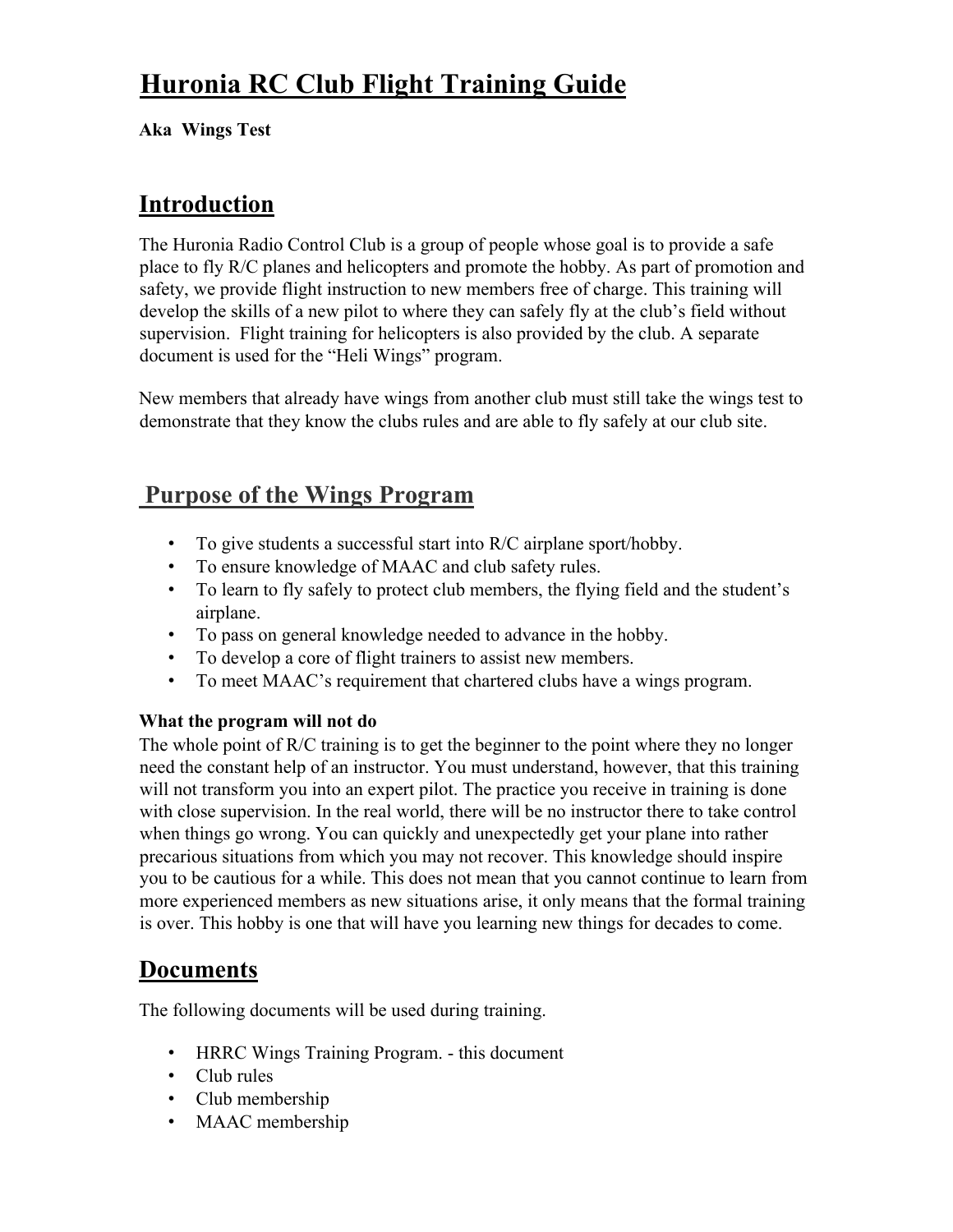# Huronia RC Club Flight Training Guide

**Aka Wings Test**

## Introduction

The Huronia Radio Control Club is a group of people whose goal is to provide a safe place to fly R/C planes and helicopters and promote the hobby. As part of promotion and safety, we provide flight instruction to new members free of charge. This training will develop the skills of a new pilot to where they can safely fly at the club's field without supervision. Flight training for helicopters is also provided by the club. A separate document is used for the "Heli Wings" program.

New members that already have wings from another club must still take the wings test to demonstrate that they know the clubs rules and are able to fly safely at our club site.

## Purpose of the Wings Program

- To give students a successful start into R/C airplane sport/hobby.
- To ensure knowledge of MAAC and club safety rules.
- To learn to fly safely to protect club members, the flying field and the student's airplane.
- To pass on general knowledge needed to advance in the hobby.
- To develop a core of flight trainers to assist new members.
- To meet MAAC's requirement that chartered clubs have a wings program.

**What the program will not do**

The whole point of R/C training is to get the beginner to the point where they no longer need the constant help of an instructor. You must understand, however, that this training will not transform you into an expert pilot. The practice you receive in training is done with close supervision. In the real world, there will be no instructor there to take control when things go wrong. You can quickly and unexpectedly get your plane into rather precarious situations from which you may not recover. This knowledge should inspire you to be cautious for a while. This does not mean that you cannot continue to learn from more experienced members as new situations arise, it only means that the formal training is over. This hobby is one that will have you learning new things for decades to come.

## Documents

The following documents will be used during training.

- HRRC Wings Training Program. - this document
- Club rules
- Club membership
- MAAC membership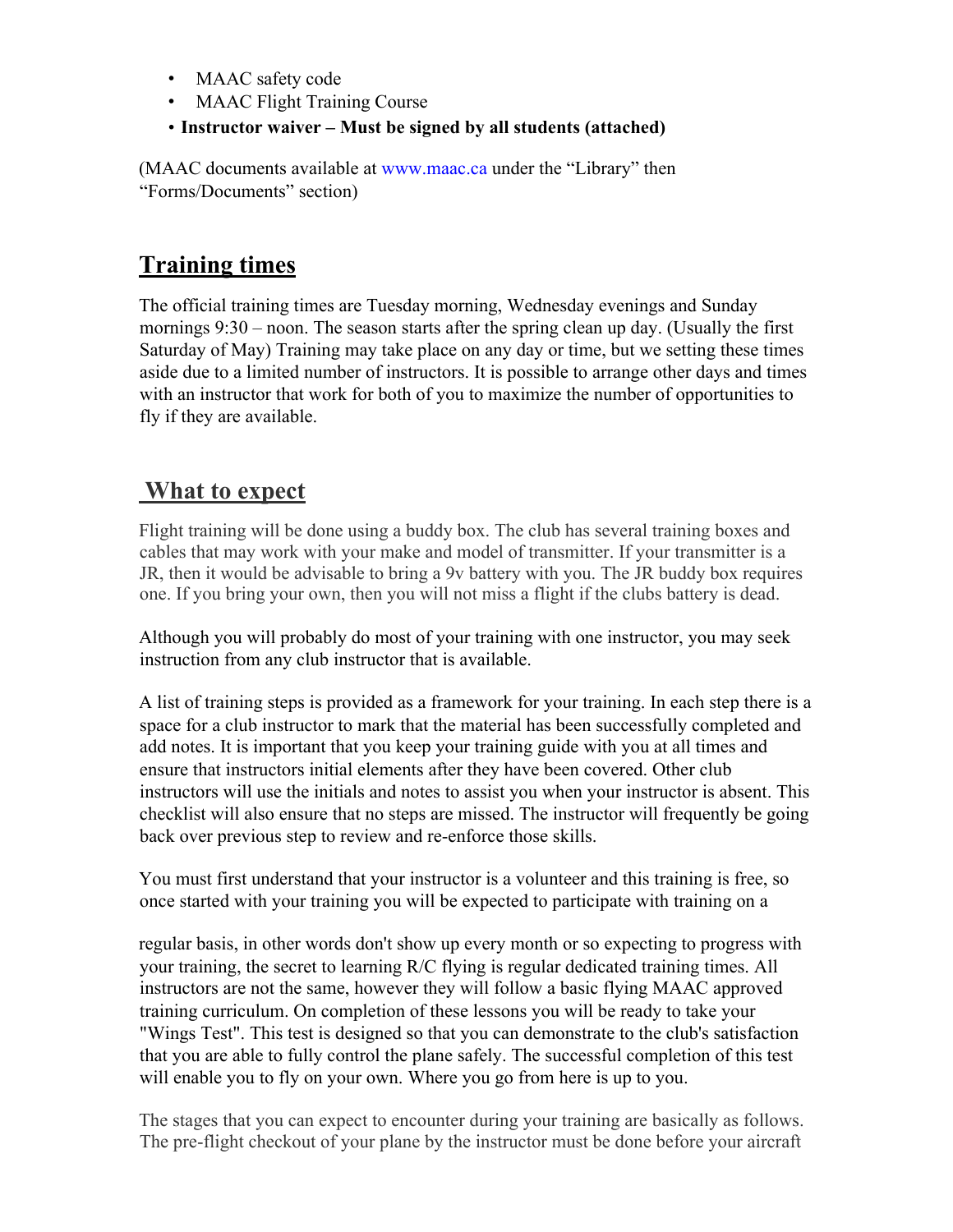- MAAC safety code
- MAAC Flight Training Course
- **Instructor waiver – Must be signed by all students (attached)**

(MAAC documents available at www.maac.ca under the "Library" then "Forms/Documents" section)

## Training times

The official training times are Tuesday morning, Wednesday evenings and Sunday mornings 9:30 – noon. The season starts after the spring clean up day. (Usually the first Saturday of May) Training may take place on any day or time, but we setting these times aside due to a limited number of instructors. It is possible to arrange other days and times with an instructor that work for both of you to maximize the number of opportunities to fly if they are available.

## What to expect

Flight training will be done using a buddy box. The club has several training boxes and cables that may work with your make and model of transmitter. If your transmitter is a JR, then it would be advisable to bring a 9v battery with you. The JR buddy box requires one. If you bring your own, then you will not miss a flight if the clubs battery is dead.

Although you will probably do most of your training with one instructor, you may seek instruction from any club instructor that is available.

A list of training steps is provided as a framework for your training. In each step there is a space for a club instructor to mark that the material has been successfully completed and add notes. It is important that you keep your training guide with you at all times and ensure that instructors initial elements after they have been covered. Other club instructors will use the initials and notes to assist you when your instructor is absent. This checklist will also ensure that no steps are missed. The instructor will frequently be going back over previous step to review and re-enforce those skills.

You must first understand that your instructor is a volunteer and this training is free, so once started with your training you will be expected to participate with training on a regular basis, in other words don't show up every month or so expecting to progress with your training, the secret to learning R/C flying is regular dedicated training times. All instructors are not the same, however they will follow a basic flying MAAC approved training curriculum. On completion of these lessons you will be ready to take your "Wings Test". This test is designed so that you can demonstrate to the club's satisfaction that you are able to fully control the plane safely. The successful completion of this test will enable you to fly on your own. Where you go from here is up to you.

The stages that you can expect to encounter during your training are basically as follows. The pre-flight checkout of your plane by the instructor must be done before your aircraft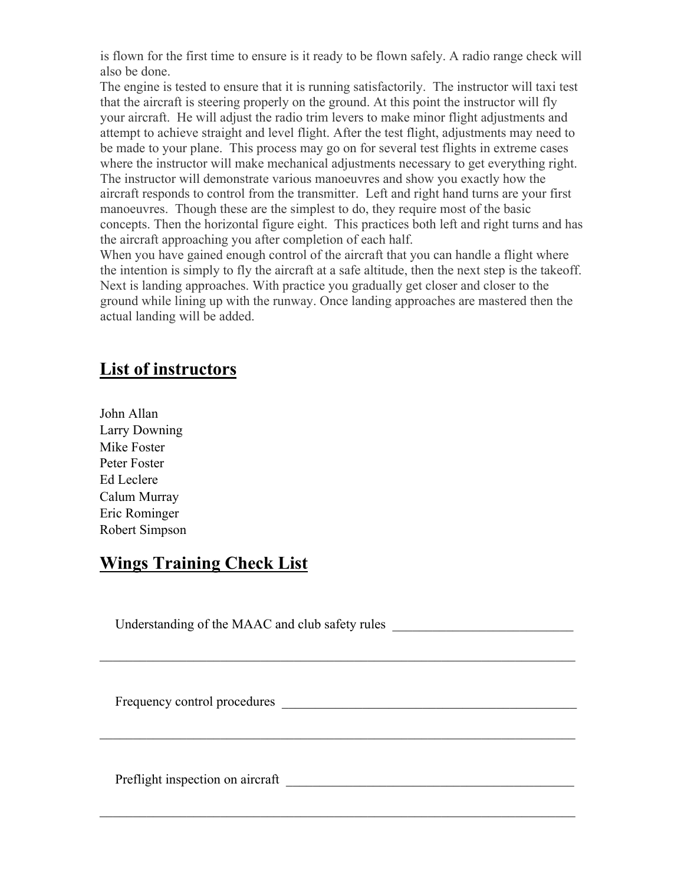is flown for the first time to ensure is it ready to be flown safely. A radio range check will also be done.

The engine is tested to ensure that it is running satisfactorily. The instructor will taxi test that the aircraft is steering properly on the ground. At this point the instructor will fly your aircraft. He will adjust the radio trim levers to make minor flight adjustments and attempt to achieve straight and level flight. After the test flight, adjustments may need to be made to your plane. This process may go on for several test flights in extreme cases where the instructor will make mechanical adjustments necessary to get everything right.

The instructor will demonstrate various manoeuvres and show you exactly how the aircraft responds to control from the transmitter. Left and right hand turns are your first manoeuvres. Though these are the simplest to do, they require most of the basic concepts. Then the horizontal figure eight. This practices both left and right turns and has the aircraft approaching you after completion of each half.

When you have gained enough control of the aircraft that you can handle a flight where the intention is simply to fly the aircraft at a safe altitude, then the next step is the takeoff. Next is landing approaches. With practice you gradually get closer and closer to the ground while lining up with the runway. Once landing approaches are mastered then the actual landing will be added.

## List of instructors

John Allan
Larry Downing
Mike Foster
Peter Foster
Ed Leclere
Calum Murray
Eric Rominger
Robert Simpson

## Wings Training Check List

Understanding of the MAAC and club safety rules ___________________________

_________________________________________________________________________

Frequency control procedures _____________________________________________

_________________________________________________________________________

Preflight inspection on aircraft ____________________________________________

_________________________________________________________________________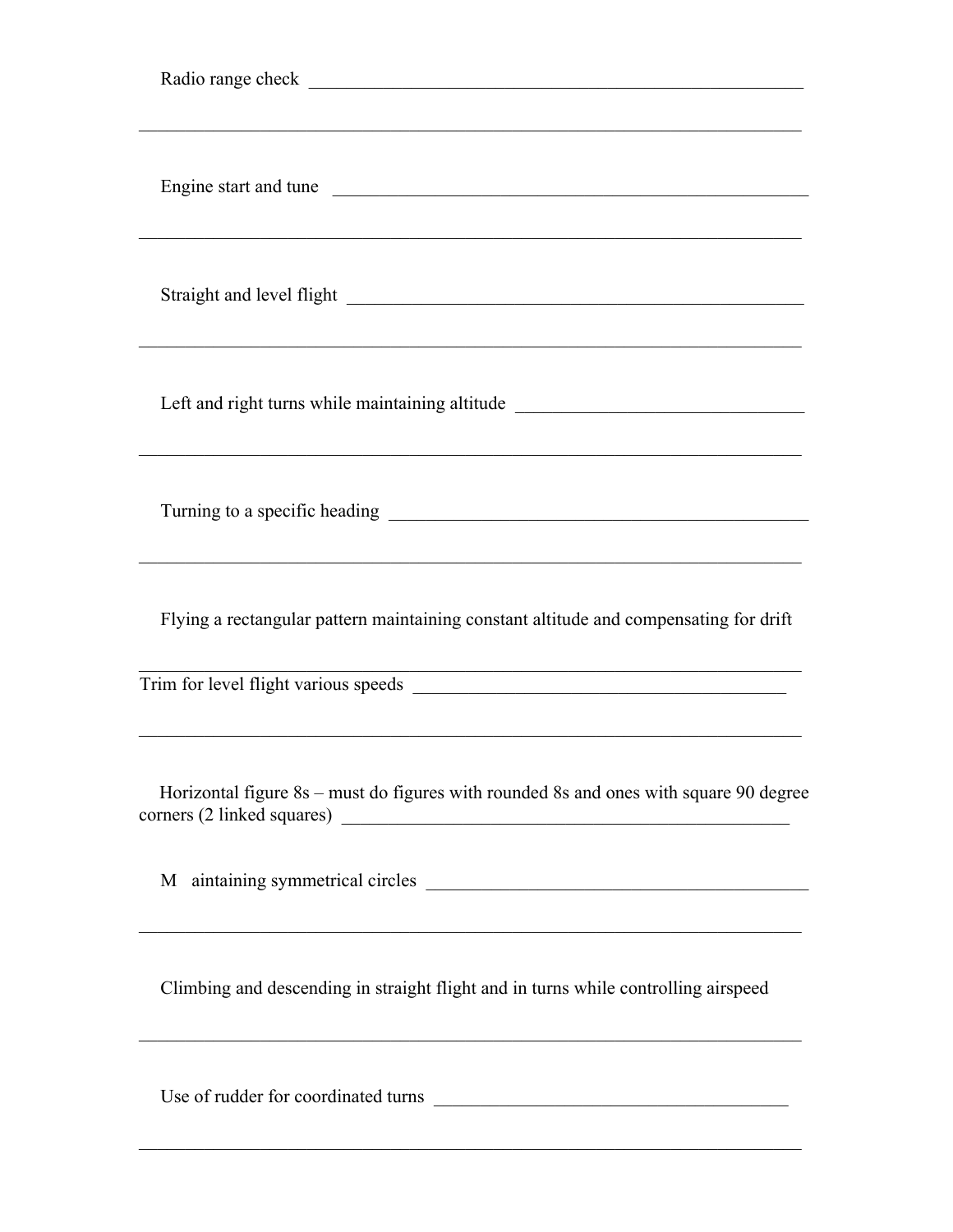Radio range check ______________________________________________________

________________________________________________________________________

Engine start and tune ___________________________________________________

________________________________________________________________________

Straight and level flight _________________________________________________

________________________________________________________________________

Left and right turns while maintaining altitude ______________________________

________________________________________________________________________

Turning to a specific heading ______________________________________________

________________________________________________________________________

Flying a rectangular pattern maintaining constant altitude and compensating for drift

________________________________________________________________________

Trim for level flight various speeds _________________________________________

________________________________________________________________________

Horizontal figure 8s – must do figures with rounded 8s and ones with square 90 degree corners (2 linked squares) ___________________________________________________

M aintaining symmetrical circles ___________________________________________

________________________________________________________________________

Climbing and descending in straight flight and in turns while controlling airspeed

________________________________________________________________________

Use of rudder for coordinated turns _________________________________________

________________________________________________________________________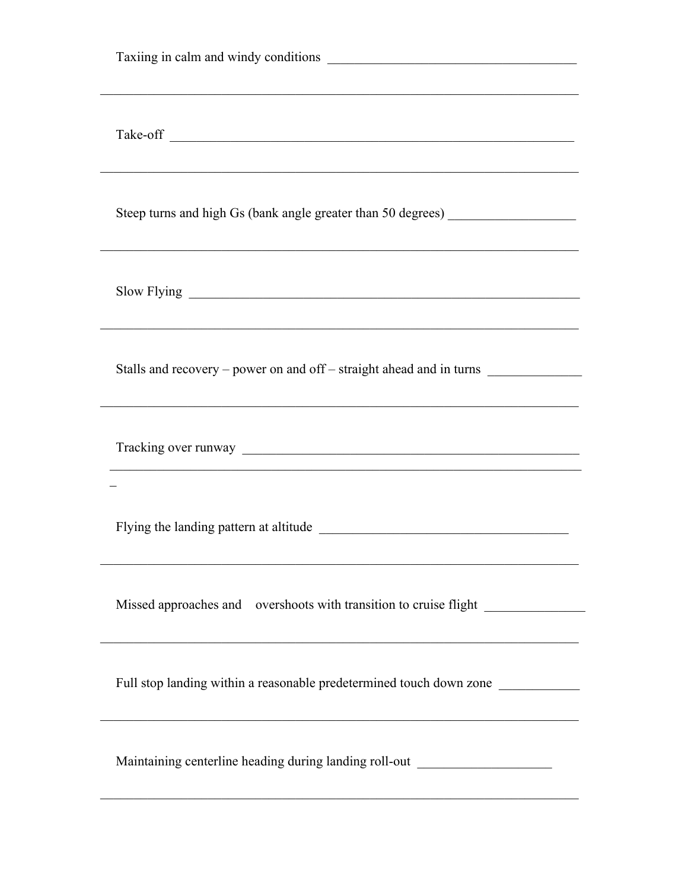Taxiing in calm and windy conditions ______________________________________

___________________________________________________________________________

Take-off ___________________________________________________________________

___________________________________________________________________________

Steep turns and high Gs (bank angle greater than 50 degrees) ___________________

___________________________________________________________________________

Slow Flying ________________________________________________________________

___________________________________________________________________________

Stalls and recovery – power on and off – straight ahead and in turns ______________

___________________________________________________________________________

Tracking over runway __________________________________________________

___________________________________________________________________________

Flying the landing pattern at altitude ______________________________________

___________________________________________________________________________

Missed approaches and overshoots with transition to cruise flight _______________

___________________________________________________________________________

Full stop landing within a reasonable predetermined touch down zone ____________

___________________________________________________________________________

Maintaining centerline heading during landing roll-out ____________________

___________________________________________________________________________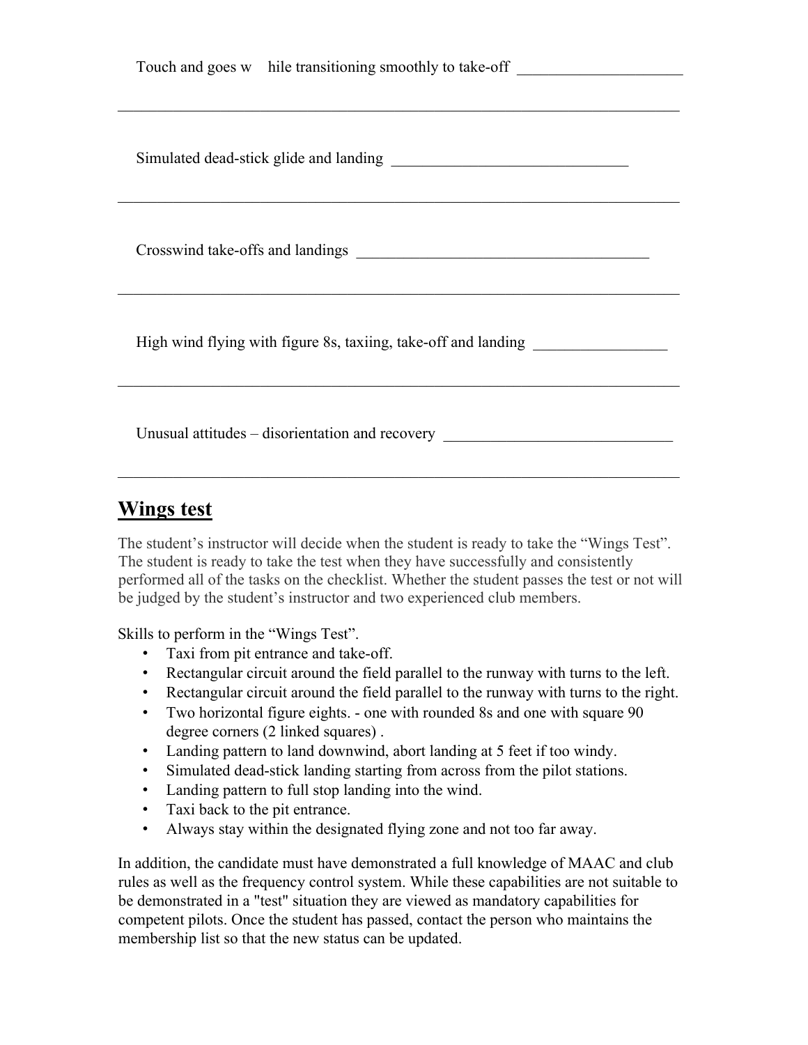Touch and goes w hile transitioning smoothly to take-off _____________________

___________________________________________________________________________

Simulated dead-stick glide and landing ______________________________

___________________________________________________________________________

Crosswind take-offs and landings _____________________________________

___________________________________________________________________________

High wind flying with figure 8s, taxiing, take-off and landing _________________

___________________________________________________________________________

Unusual attitudes – disorientation and recovery _____________________________

___________________________________________________________________________

## Wings test

The student's instructor will decide when the student is ready to take the "Wings Test". The student is ready to take the test when they have successfully and consistently performed all of the tasks on the checklist. Whether the student passes the test or not will be judged by the student's instructor and two experienced club members.

Skills to perform in the "Wings Test".

- Taxi from pit entrance and take-off.
- Rectangular circuit around the field parallel to the runway with turns to the left.
- Rectangular circuit around the field parallel to the runway with turns to the right.
- Two horizontal figure eights. - one with rounded 8s and one with square 90 degree corners (2 linked squares) .
- Landing pattern to land downwind, abort landing at 5 feet if too windy.
- Simulated dead-stick landing starting from across from the pilot stations.
- Landing pattern to full stop landing into the wind.
- Taxi back to the pit entrance.
- Always stay within the designated flying zone and not too far away.

In addition, the candidate must have demonstrated a full knowledge of MAAC and club rules as well as the frequency control system. While these capabilities are not suitable to be demonstrated in a "test" situation they are viewed as mandatory capabilities for competent pilots. Once the student has passed, contact the person who maintains the membership list so that the new status can be updated.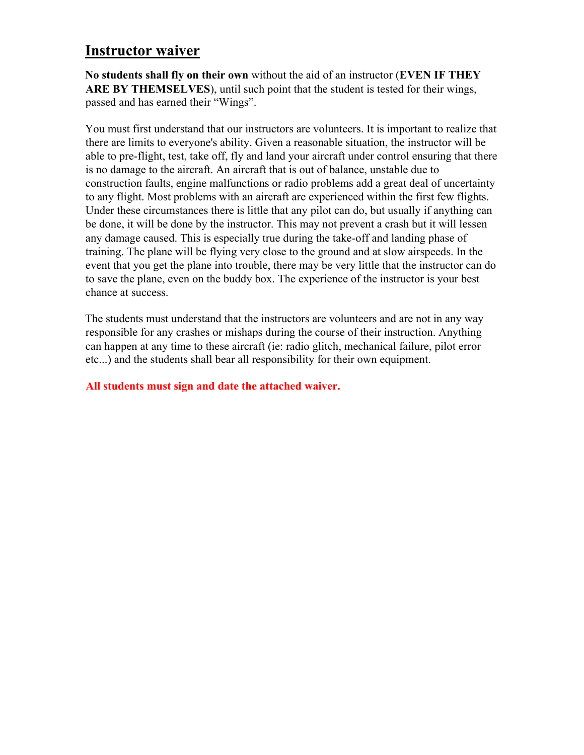## Instructor waiver

**No students shall fly on their own** without the aid of an instructor (**EVEN IF THEY ARE BY THEMSELVES**), until such point that the student is tested for their wings, passed and has earned their "Wings".

You must first understand that our instructors are volunteers. It is important to realize that there are limits to everyone's ability. Given a reasonable situation, the instructor will be able to pre-flight, test, take off, fly and land your aircraft under control ensuring that there is no damage to the aircraft. An aircraft that is out of balance, unstable due to construction faults, engine malfunctions or radio problems add a great deal of uncertainty to any flight. Most problems with an aircraft are experienced within the first few flights. Under these circumstances there is little that any pilot can do, but usually if anything can be done, it will be done by the instructor. This may not prevent a crash but it will lessen any damage caused. This is especially true during the take-off and landing phase of training. The plane will be flying very close to the ground and at slow airspeeds. In the event that you get the plane into trouble, there may be very little that the instructor can do to save the plane, even on the buddy box. The experience of the instructor is your best chance at success.

The students must understand that the instructors are volunteers and are not in any way responsible for any crashes or mishaps during the course of their instruction. Anything can happen at any time to these aircraft (ie: radio glitch, mechanical failure, pilot error etc...) and the students shall bear all responsibility for their own equipment.

**All students must sign and date the attached waiver.**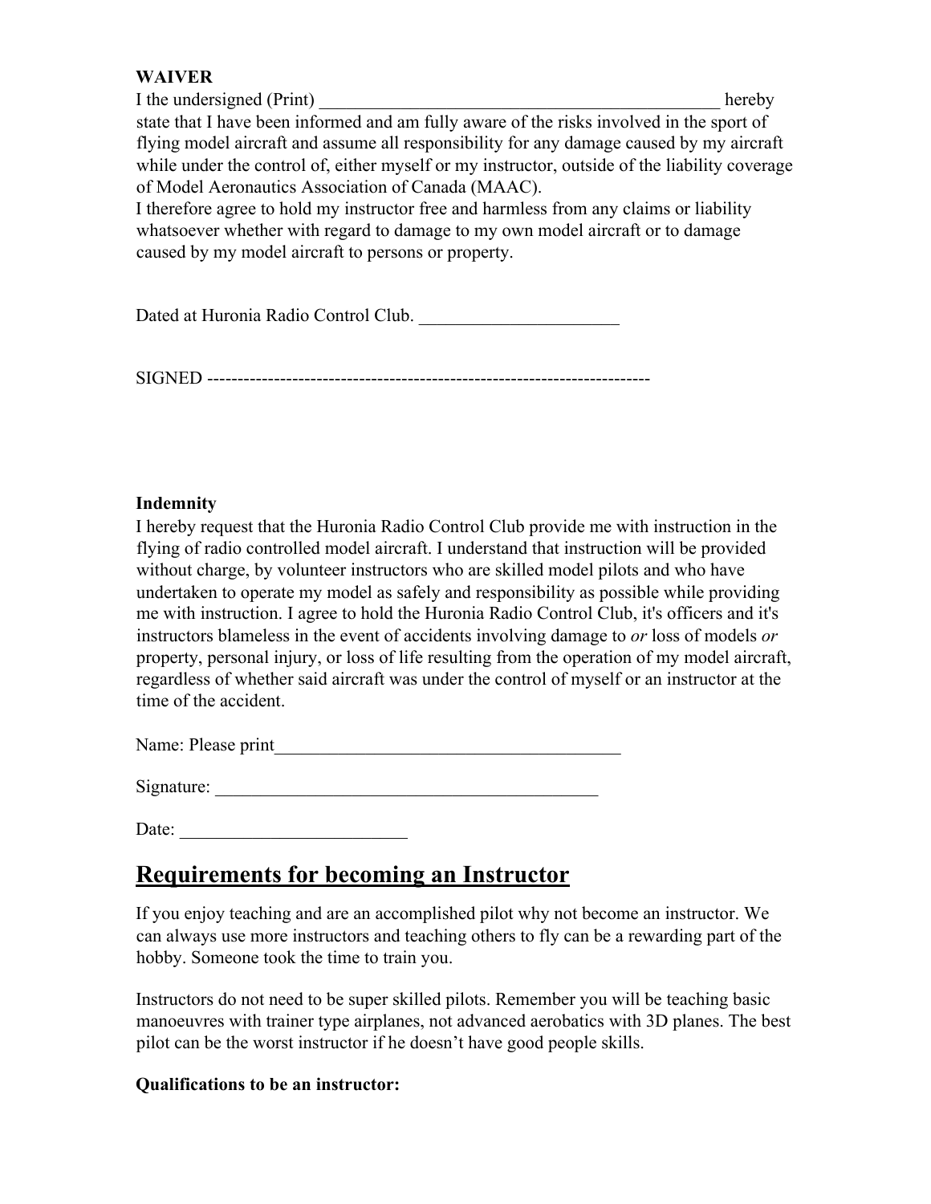**WAIVER**

I the undersigned (Print) _______________________________________________ hereby state that I have been informed and am fully aware of the risks involved in the sport of flying model aircraft and assume all responsibility for any damage caused by my aircraft while under the control of, either myself or my instructor, outside of the liability coverage of Model Aeronautics Association of Canada (MAAC).

I therefore agree to hold my instructor free and harmless from any claims or liability whatsoever whether with regard to damage to my own model aircraft or to damage caused by my model aircraft to persons or property.

Dated at Huronia Radio Control Club. ______________________

SIGNED ------------------------------------------------------------------------

**Indemnity**

I hereby request that the Huronia Radio Control Club provide me with instruction in the flying of radio controlled model aircraft. I understand that instruction will be provided without charge, by volunteer instructors who are skilled model pilots and who have undertaken to operate my model as safely and responsibility as possible while providing me with instruction. I agree to hold the Huronia Radio Control Club, it's officers and it's instructors blameless in the event of accidents involving damage to *or* loss of models *or* property, personal injury, or loss of life resulting from the operation of my model aircraft, regardless of whether said aircraft was under the control of myself or an instructor at the time of the accident.

Name: Please print_______________________________________

Signature: ___________________________________________

Date: _________________________

## Requirements for becoming an Instructor

If you enjoy teaching and are an accomplished pilot why not become an instructor. We can always use more instructors and teaching others to fly can be a rewarding part of the hobby. Someone took the time to train you.

Instructors do not need to be super skilled pilots. Remember you will be teaching basic manoeuvres with trainer type airplanes, not advanced aerobatics with 3D planes. The best pilot can be the worst instructor if he doesn't have good people skills.

**Qualifications to be an instructor:**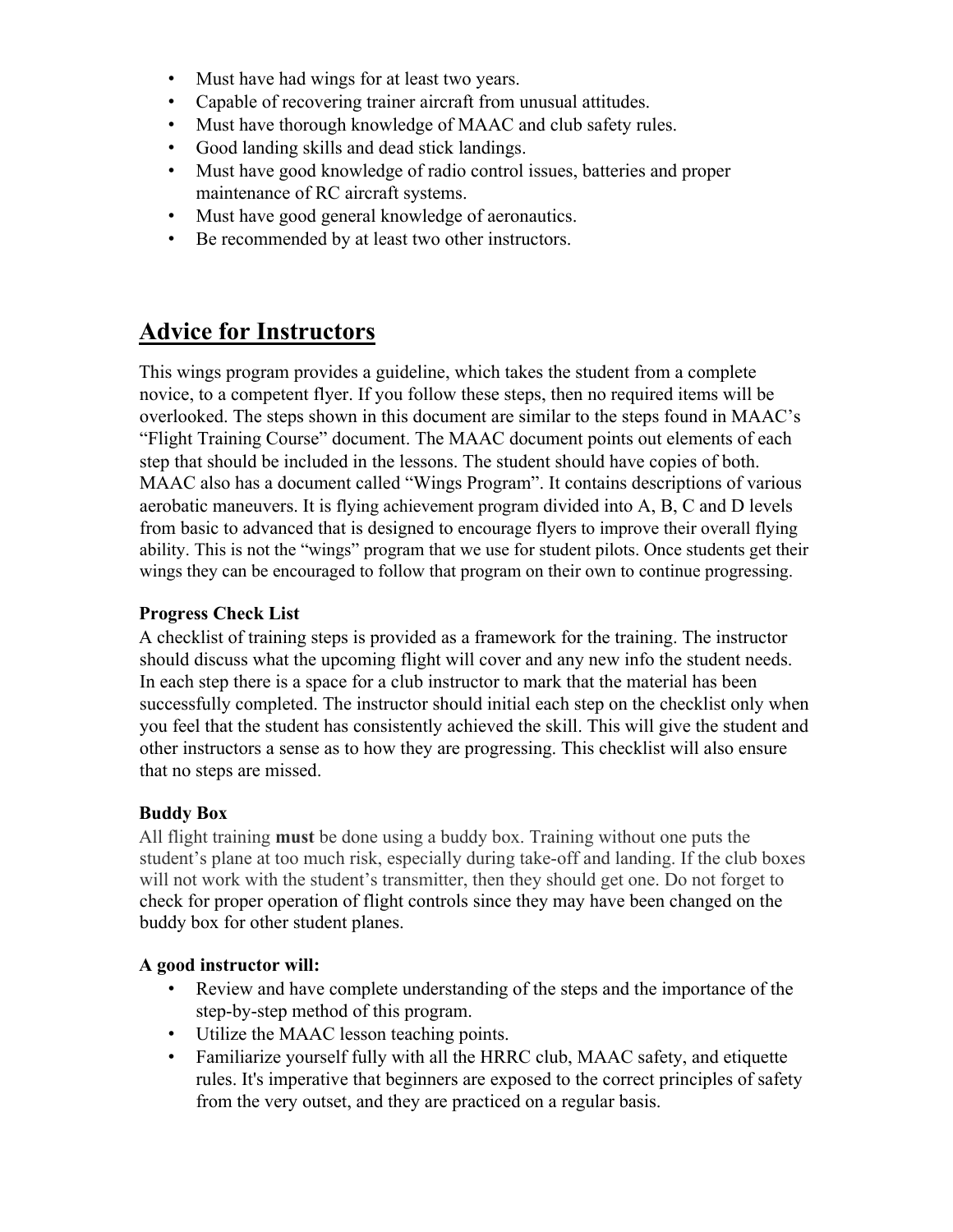- Must have had wings for at least two years.
- Capable of recovering trainer aircraft from unusual attitudes.
- Must have thorough knowledge of MAAC and club safety rules.
- Good landing skills and dead stick landings.
- Must have good knowledge of radio control issues, batteries and proper maintenance of RC aircraft systems.
- Must have good general knowledge of aeronautics.
- Be recommended by at least two other instructors.

## Advice for Instructors

This wings program provides a guideline, which takes the student from a complete novice, to a competent flyer. If you follow these steps, then no required items will be overlooked. The steps shown in this document are similar to the steps found in MAAC's "Flight Training Course" document. The MAAC document points out elements of each step that should be included in the lessons. The student should have copies of both. MAAC also has a document called "Wings Program". It contains descriptions of various aerobatic maneuvers. It is flying achievement program divided into A, B, C and D levels from basic to advanced that is designed to encourage flyers to improve their overall flying ability. This is not the "wings" program that we use for student pilots. Once students get their wings they can be encouraged to follow that program on their own to continue progressing.

### Progress Check List

A checklist of training steps is provided as a framework for the training. The instructor should discuss what the upcoming flight will cover and any new info the student needs. In each step there is a space for a club instructor to mark that the material has been successfully completed. The instructor should initial each step on the checklist only when you feel that the student has consistently achieved the skill. This will give the student and other instructors a sense as to how they are progressing. This checklist will also ensure that no steps are missed.

### Buddy Box

All flight training **must** be done using a buddy box. Training without one puts the student's plane at too much risk, especially during take-off and landing. If the club boxes will not work with the student's transmitter, then they should get one. Do not forget to check for proper operation of flight controls since they may have been changed on the buddy box for other student planes.

### A good instructor will:

- Review and have complete understanding of the steps and the importance of the step-by-step method of this program.
- Utilize the MAAC lesson teaching points.
- Familiarize yourself fully with all the HRRC club, MAAC safety, and etiquette rules. It's imperative that beginners are exposed to the correct principles of safety from the very outset, and they are practiced on a regular basis.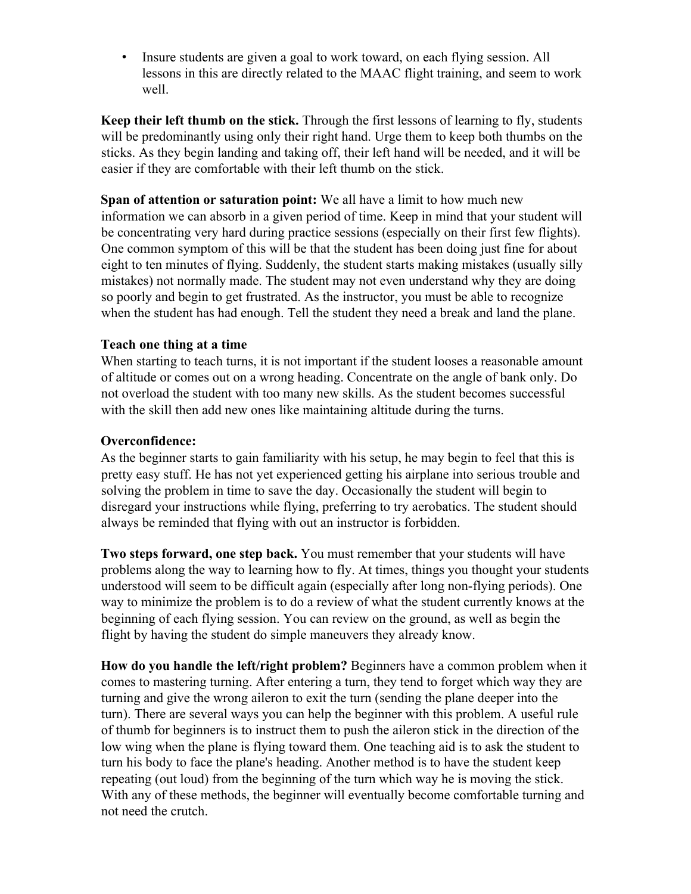- Insure students are given a goal to work toward, on each flying session. All lessons in this are directly related to the MAAC flight training, and seem to work well.

**Keep their left thumb on the stick.** Through the first lessons of learning to fly, students will be predominantly using only their right hand. Urge them to keep both thumbs on the sticks. As they begin landing and taking off, their left hand will be needed, and it will be easier if they are comfortable with their left thumb on the stick.

**Span of attention or saturation point:** We all have a limit to how much new information we can absorb in a given period of time. Keep in mind that your student will be concentrating very hard during practice sessions (especially on their first few flights). One common symptom of this will be that the student has been doing just fine for about eight to ten minutes of flying. Suddenly, the student starts making mistakes (usually silly mistakes) not normally made. The student may not even understand why they are doing so poorly and begin to get frustrated. As the instructor, you must be able to recognize when the student has had enough. Tell the student they need a break and land the plane.

**Teach one thing at a time**

When starting to teach turns, it is not important if the student looses a reasonable amount of altitude or comes out on a wrong heading. Concentrate on the angle of bank only. Do not overload the student with too many new skills. As the student becomes successful with the skill then add new ones like maintaining altitude during the turns.

**Overconfidence:**

As the beginner starts to gain familiarity with his setup, he may begin to feel that this is pretty easy stuff. He has not yet experienced getting his airplane into serious trouble and solving the problem in time to save the day. Occasionally the student will begin to disregard your instructions while flying, preferring to try aerobatics. The student should always be reminded that flying with out an instructor is forbidden.

**Two steps forward, one step back.** You must remember that your students will have problems along the way to learning how to fly. At times, things you thought your students understood will seem to be difficult again (especially after long non-flying periods). One way to minimize the problem is to do a review of what the student currently knows at the beginning of each flying session. You can review on the ground, as well as begin the flight by having the student do simple maneuvers they already know.

**How do you handle the left/right problem?** Beginners have a common problem when it comes to mastering turning. After entering a turn, they tend to forget which way they are turning and give the wrong aileron to exit the turn (sending the plane deeper into the turn). There are several ways you can help the beginner with this problem. A useful rule of thumb for beginners is to instruct them to push the aileron stick in the direction of the low wing when the plane is flying toward them. One teaching aid is to ask the student to turn his body to face the plane's heading. Another method is to have the student keep repeating (out loud) from the beginning of the turn which way he is moving the stick. With any of these methods, the beginner will eventually become comfortable turning and not need the crutch.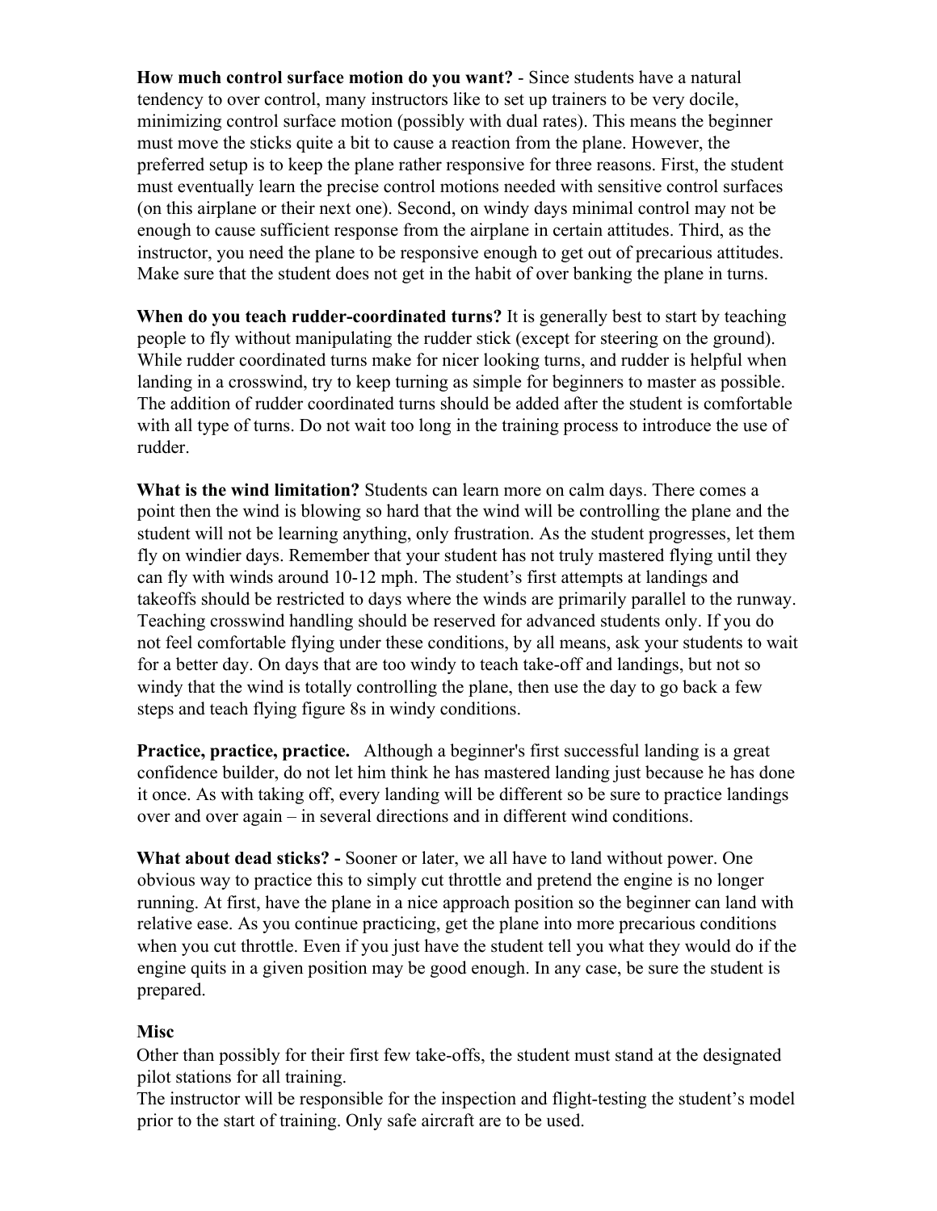**How much control surface motion do you want?** - Since students have a natural tendency to over control, many instructors like to set up trainers to be very docile, minimizing control surface motion (possibly with dual rates). This means the beginner must move the sticks quite a bit to cause a reaction from the plane. However, the preferred setup is to keep the plane rather responsive for three reasons. First, the student must eventually learn the precise control motions needed with sensitive control surfaces (on this airplane or their next one). Second, on windy days minimal control may not be enough to cause sufficient response from the airplane in certain attitudes. Third, as the instructor, you need the plane to be responsive enough to get out of precarious attitudes. Make sure that the student does not get in the habit of over banking the plane in turns.

**When do you teach rudder-coordinated turns?** It is generally best to start by teaching people to fly without manipulating the rudder stick (except for steering on the ground). While rudder coordinated turns make for nicer looking turns, and rudder is helpful when landing in a crosswind, try to keep turning as simple for beginners to master as possible. The addition of rudder coordinated turns should be added after the student is comfortable with all type of turns. Do not wait too long in the training process to introduce the use of rudder.

**What is the wind limitation?** Students can learn more on calm days. There comes a point then the wind is blowing so hard that the wind will be controlling the plane and the student will not be learning anything, only frustration. As the student progresses, let them fly on windier days. Remember that your student has not truly mastered flying until they can fly with winds around 10-12 mph. The student's first attempts at landings and takeoffs should be restricted to days where the winds are primarily parallel to the runway. Teaching crosswind handling should be reserved for advanced students only. If you do not feel comfortable flying under these conditions, by all means, ask your students to wait for a better day. On days that are too windy to teach take-off and landings, but not so windy that the wind is totally controlling the plane, then use the day to go back a few steps and teach flying figure 8s in windy conditions.

**Practice, practice, practice.** Although a beginner's first successful landing is a great confidence builder, do not let him think he has mastered landing just because he has done it once. As with taking off, every landing will be different so be sure to practice landings over and over again – in several directions and in different wind conditions.

**What about dead sticks? -** Sooner or later, we all have to land without power. One obvious way to practice this to simply cut throttle and pretend the engine is no longer running. At first, have the plane in a nice approach position so the beginner can land with relative ease. As you continue practicing, get the plane into more precarious conditions when you cut throttle. Even if you just have the student tell you what they would do if the engine quits in a given position may be good enough. In any case, be sure the student is prepared.

**Misc**

Other than possibly for their first few take-offs, the student must stand at the designated pilot stations for all training.

The instructor will be responsible for the inspection and flight-testing the student's model prior to the start of training. Only safe aircraft are to be used.